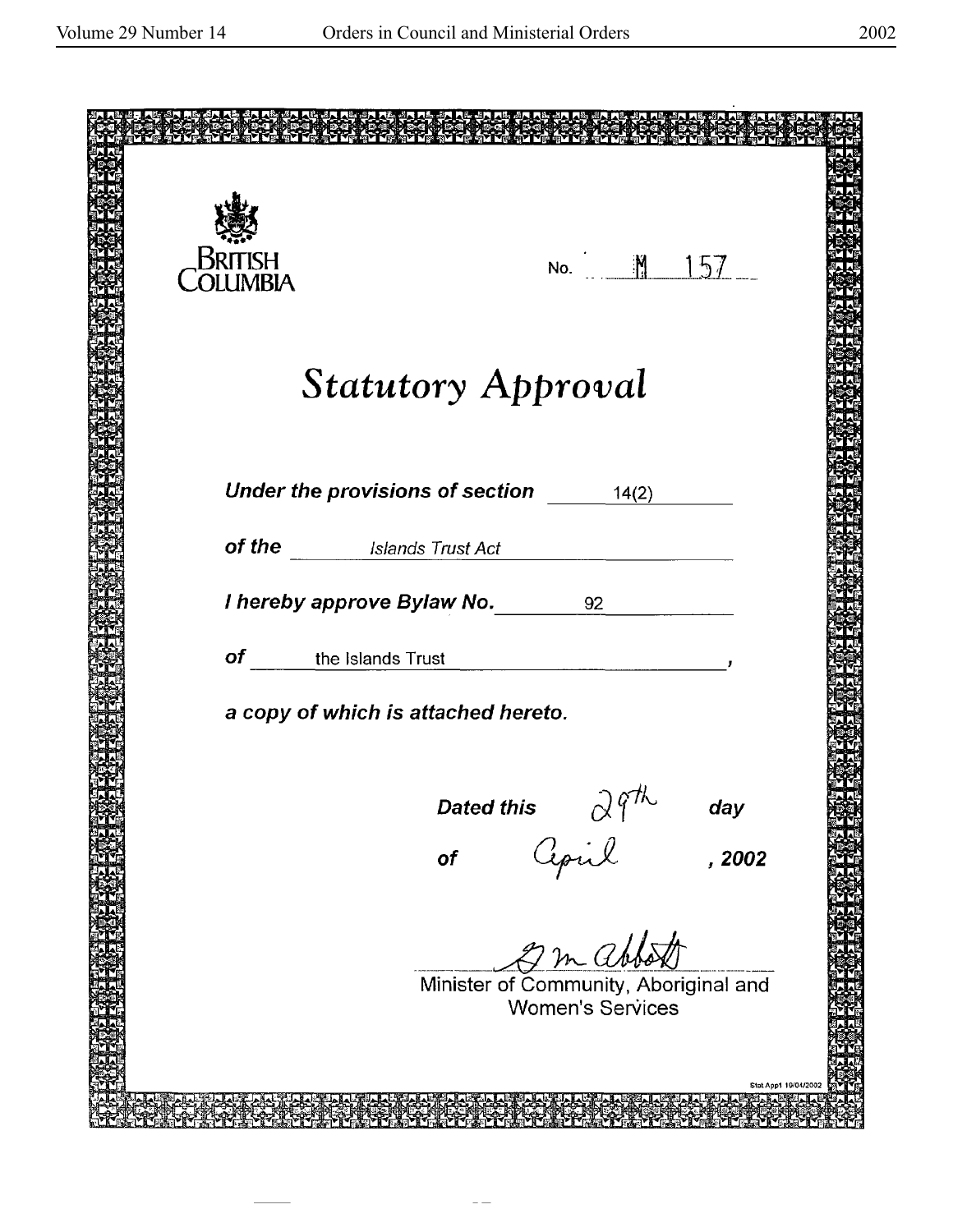BRITISH COLUMBIA

No. M 157

# *Statutory Approval*

***Under the provisions of section*** 14(2)

***of the*** *Islands Trust Act*

***I hereby approve Bylaw No.*** 92

***of*** the Islands Trust,

***a copy of which is attached hereto.***

***Dated this*** 29th ***day***

***of*** April ***, 2002***

G M Abbott

Minister of Community, Aboriginal and Women's Services

Stat App1 10/04/2002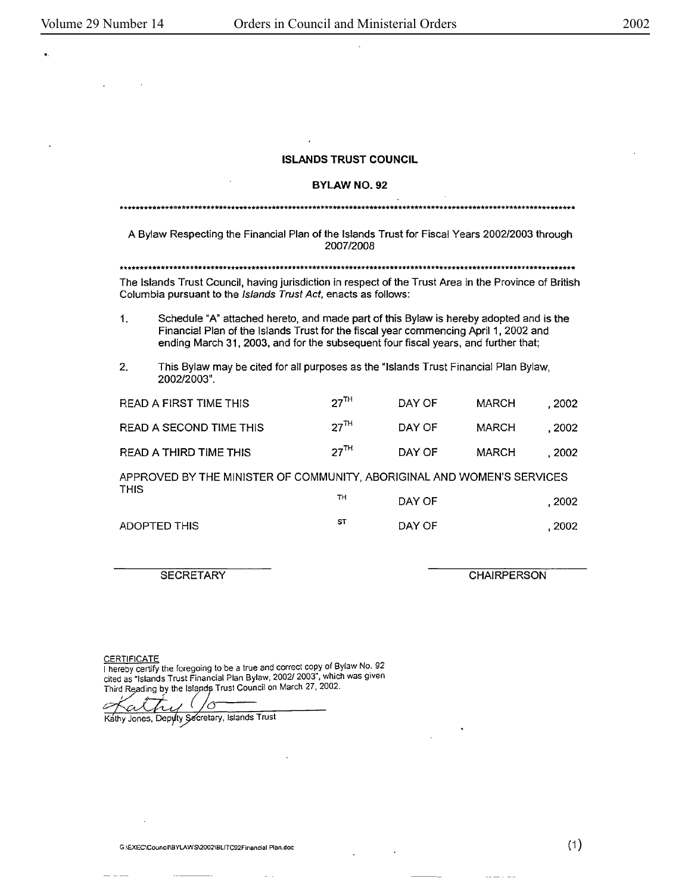## ISLANDS TRUST COUNCIL

## BYLAW NO. 92

---

A Bylaw Respecting the Financial Plan of the Islands Trust for Fiscal Years 2002/2003 through 2007/2008

---

The Islands Trust Council, having jurisdiction in respect of the Trust Area in the Province of British Columbia pursuant to the *Islands Trust Act*, enacts as follows:

1. Schedule "A" attached hereto, and made part of this Bylaw is hereby adopted and is the Financial Plan of the Islands Trust for the fiscal year commencing April 1, 2002 and ending March 31, 2003, and for the subsequent four fiscal years, and further that;

2. This Bylaw may be cited for all purposes as the "Islands Trust Financial Plan Bylaw, 2002/2003".

| | | | | |
|---|---|---|---|---|
| READ A FIRST TIME THIS | 27TH | DAY OF | MARCH | , 2002 |
| READ A SECOND TIME THIS | 27TH | DAY OF | MARCH | , 2002 |
| READ A THIRD TIME THIS | 27TH | DAY OF | MARCH | , 2002 |
| APPROVED BY THE MINISTER OF COMMUNITY, ABORIGINAL AND WOMEN'S SERVICES THIS | TH | DAY OF | | , 2002 |
| ADOPTED THIS | ST | DAY OF | | , 2002 |

SECRETARY

CHAIRPERSON

CERTIFICATE

I hereby certify the foregoing to be a true and correct copy of Bylaw No. 92 cited as "Islands Trust Financial Plan Bylaw, 2002/ 2003", which was given Third Reading by the Islands Trust Council on March 27, 2002.

Kathy Jones, Deputy Secretary, Islands Trust

G:\EXEC\Council\BYLAWS\2002\BLITC92Financial Plan.doc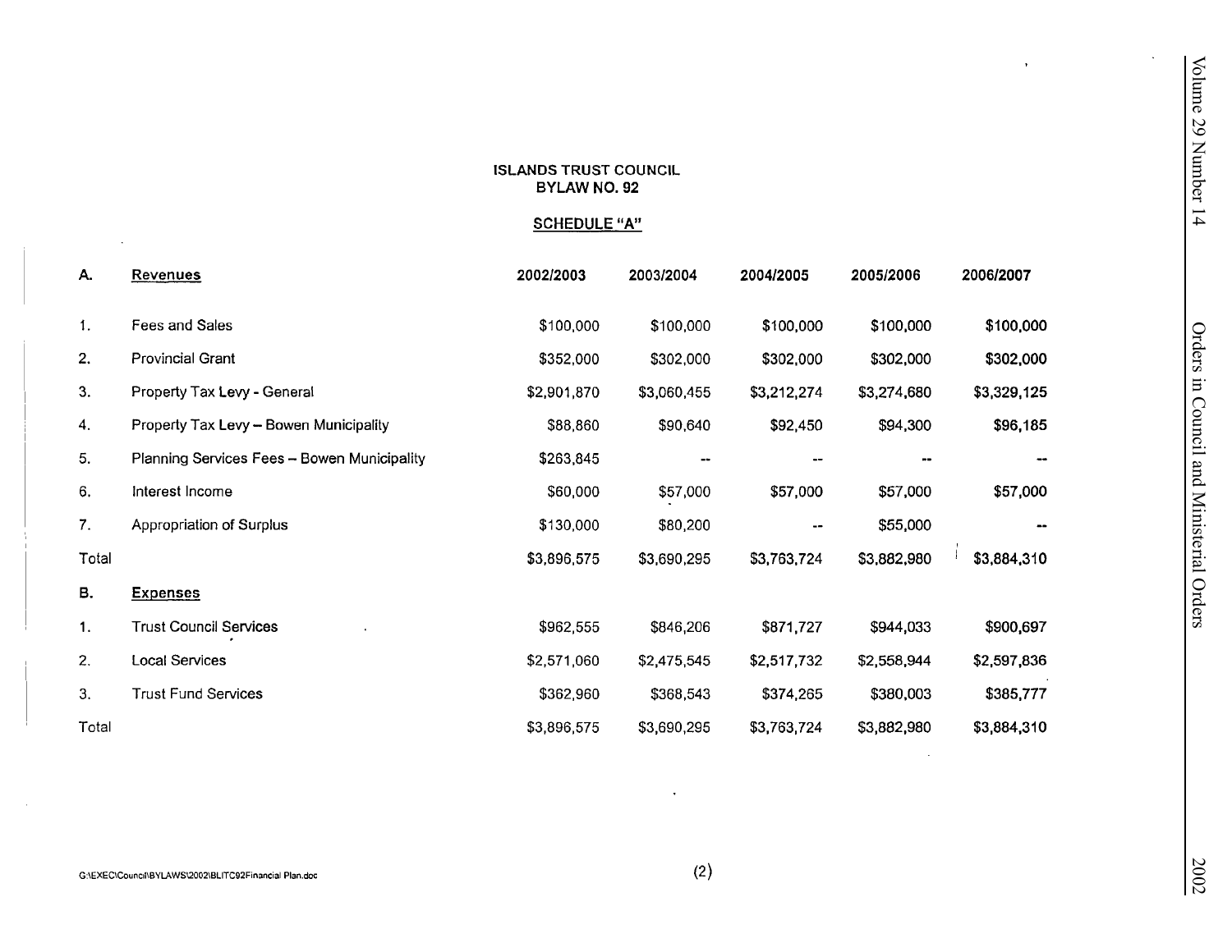**ISLANDS TRUST COUNCIL**
**BYLAW NO. 92**

**SCHEDULE "A"**

| | | 2002/2003 | 2003/2004 | 2004/2005 | 2005/2006 | 2006/2007 |
|---|---|---|---|---|---|---|
| **A.** | **Revenues** | | | | | |
| 1. | Fees and Sales | $100,000 | $100,000 | $100,000 | $100,000 | $100,000 |
| 2. | Provincial Grant | $352,000 | $302,000 | $302,000 | $302,000 | $302,000 |
| 3. | Property Tax Levy - General | $2,901,870 | $3,060,455 | $3,212,274 | $3,274,680 | $3,329,125 |
| 4. | Property Tax Levy – Bowen Municipality | $88,860 | $90,640 | $92,450 | $94,300 | $96,185 |
| 5. | Planning Services Fees – Bowen Municipality | $263,845 | -- | -- | -- | -- |
| 6. | Interest Income | $60,000 | $57,000 | $57,000 | $57,000 | $57,000 |
| 7. | Appropriation of Surplus | $130,000 | $80,200 | -- | $55,000 | -- |
| Total | | $3,896,575 | $3,690,295 | $3,763,724 | $3,882,980 | $3,884,310 |
| **B.** | **Expenses** | | | | | |
| 1. | Trust Council Services | $962,555 | $846,206 | $871,727 | $944,033 | $900,697 |
| 2. | Local Services | $2,571,060 | $2,475,545 | $2,517,732 | $2,558,944 | $2,597,836 |
| 3. | Trust Fund Services | $362,960 | $368,543 | $374,265 | $380,003 | $385,777 |
| Total | | $3,896,575 | $3,690,295 | $3,763,724 | $3,882,980 | $3,884,310 |

G:\EXEC\Council\BYLAWS\2002\BLITC92Financial Plan.doc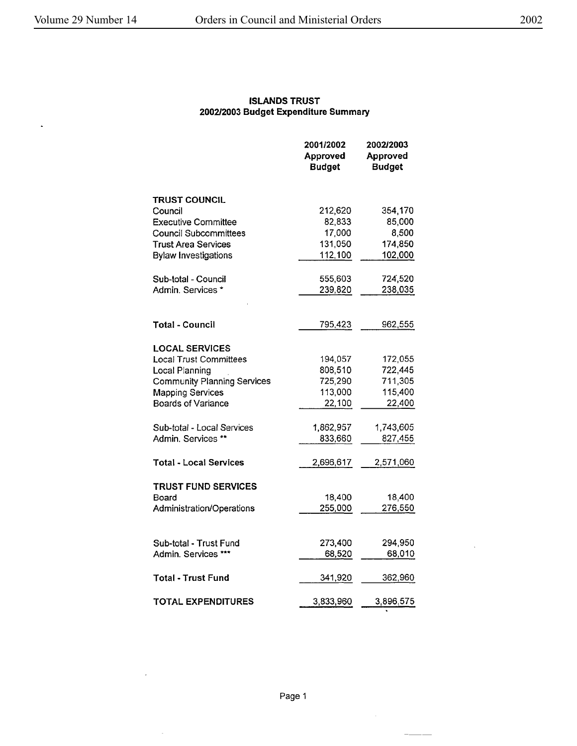## ISLANDS TRUST
### 2002/2003 Budget Expenditure Summary

| | 2001/2002 Approved Budget | 2002/2003 Approved Budget |
|---|---|---|
| **TRUST COUNCIL** | | |
| Council | 212,620 | 354,170 |
| Executive Committee | 82,833 | 85,000 |
| Council Subcommittees | 17,000 | 8,500 |
| Trust Area Services | 131,050 | 174,850 |
| Bylaw Investigations | 112,100 | 102,000 |
| Sub-total - Council | 555,603 | 724,520 |
| Admin. Services * | 239,820 | 238,035 |
| **Total - Council** | 795,423 | 962,555 |
| **LOCAL SERVICES** | | |
| Local Trust Committees | 194,057 | 172,055 |
| Local Planning | 808,510 | 722,445 |
| Community Planning Services | 725,290 | 711,305 |
| Mapping Services | 113,000 | 115,400 |
| Boards of Variance | 22,100 | 22,400 |
| Sub-total - Local Services | 1,862,957 | 1,743,605 |
| Admin. Services ** | 833,660 | 827,455 |
| **Total - Local Services** | 2,696,617 | 2,571,060 |
| **TRUST FUND SERVICES** | | |
| Board | 18,400 | 18,400 |
| Administration/Operations | 255,000 | 276,550 |
| Sub-total - Trust Fund | 273,400 | 294,950 |
| Admin. Services *** | 68,520 | 68,010 |
| **Total - Trust Fund** | 341,920 | 362,960 |
| **TOTAL EXPENDITURES** | 3,833,960 | 3,896,575 |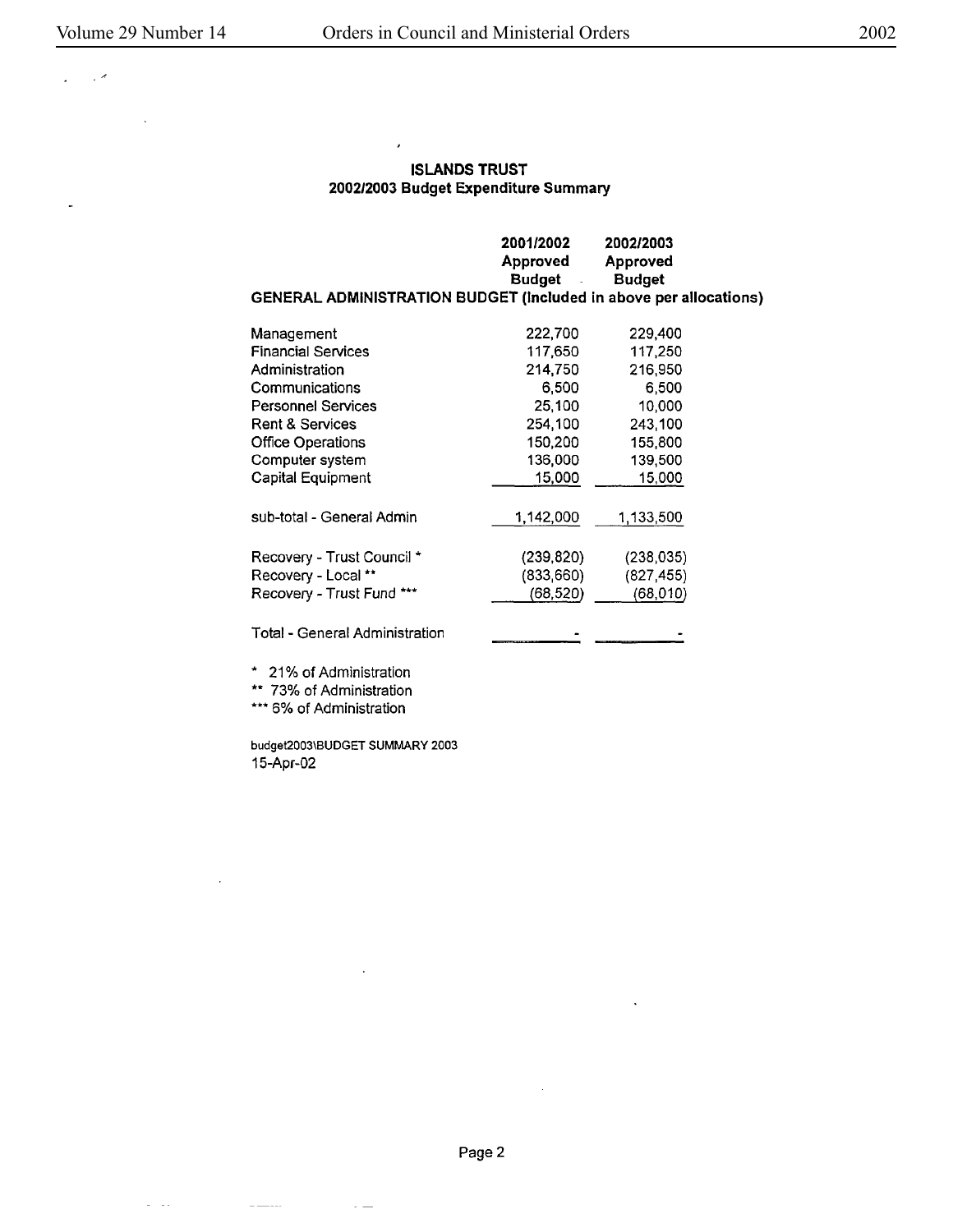**ISLANDS TRUST**
**2002/2003 Budget Expenditure Summary**

| | 2001/2002 Approved Budget | 2002/2003 Approved Budget |
|---|---|---|
| **GENERAL ADMINISTRATION BUDGET (Included in above per allocations)** | | |
| Management | 222,700 | 229,400 |
| Financial Services | 117,650 | 117,250 |
| Administration | 214,750 | 216,950 |
| Communications | 6,500 | 6,500 |
| Personnel Services | 25,100 | 10,000 |
| Rent & Services | 254,100 | 243,100 |
| Office Operations | 150,200 | 155,800 |
| Computer system | 136,000 | 139,500 |
| Capital Equipment | 15,000 | 15,000 |
| sub-total - General Admin | 1,142,000 | 1,133,500 |
| Recovery - Trust Council * | (239,820) | (238,035) |
| Recovery - Local ** | (833,660) | (827,455) |
| Recovery - Trust Fund *** | (68,520) | (68,010) |
| Total - General Administration | - | - |

\* 21% of Administration
\** 73% of Administration
\*** 6% of Administration

budget2003\BUDGET SUMMARY 2003
15-Apr-02